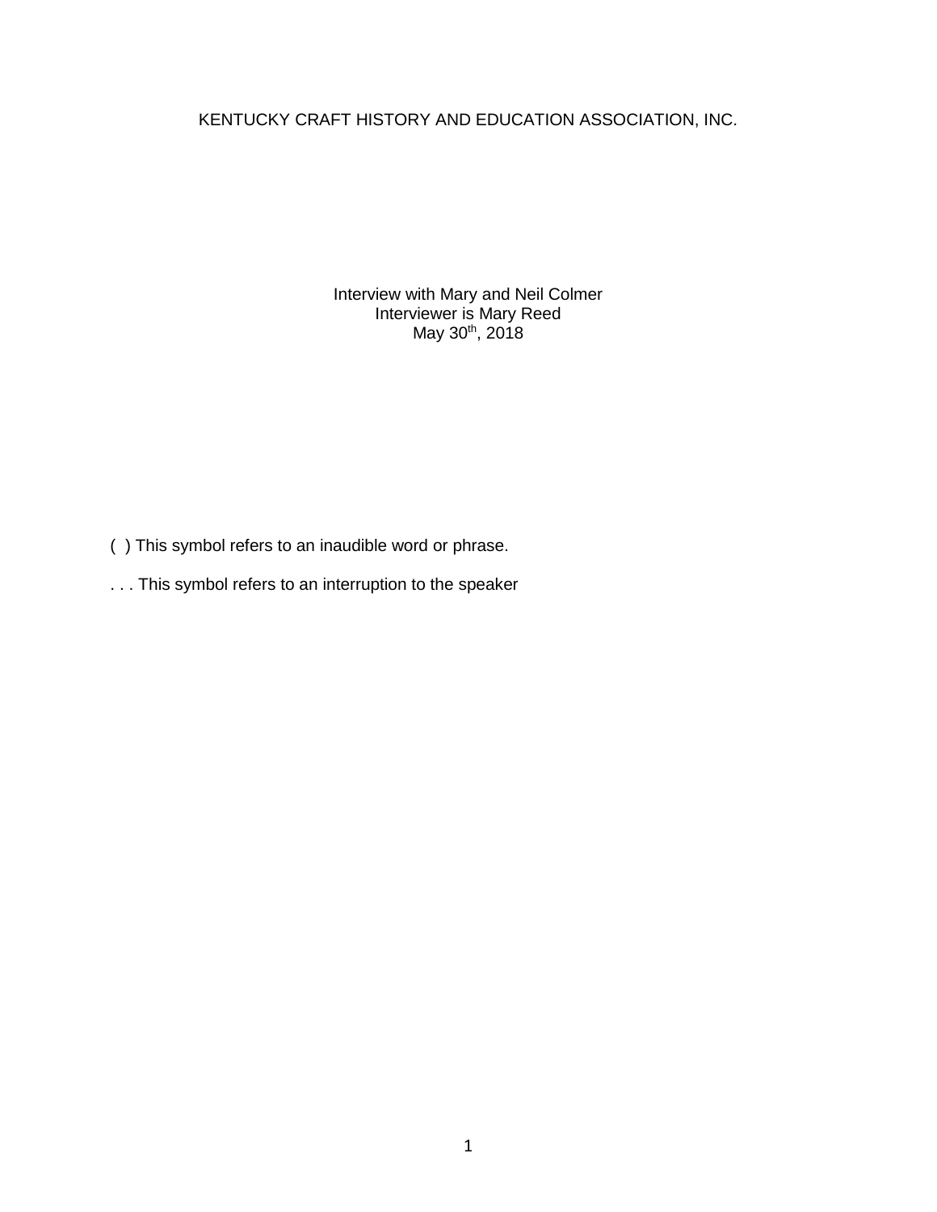KENTUCKY CRAFT HISTORY AND EDUCATION ASSOCIATION, INC.

Interview with Mary and Neil Colmer
Interviewer is Mary Reed
May 30th, 2018

( ) This symbol refers to an inaudible word or phrase.

. . . This symbol refers to an interruption to the speaker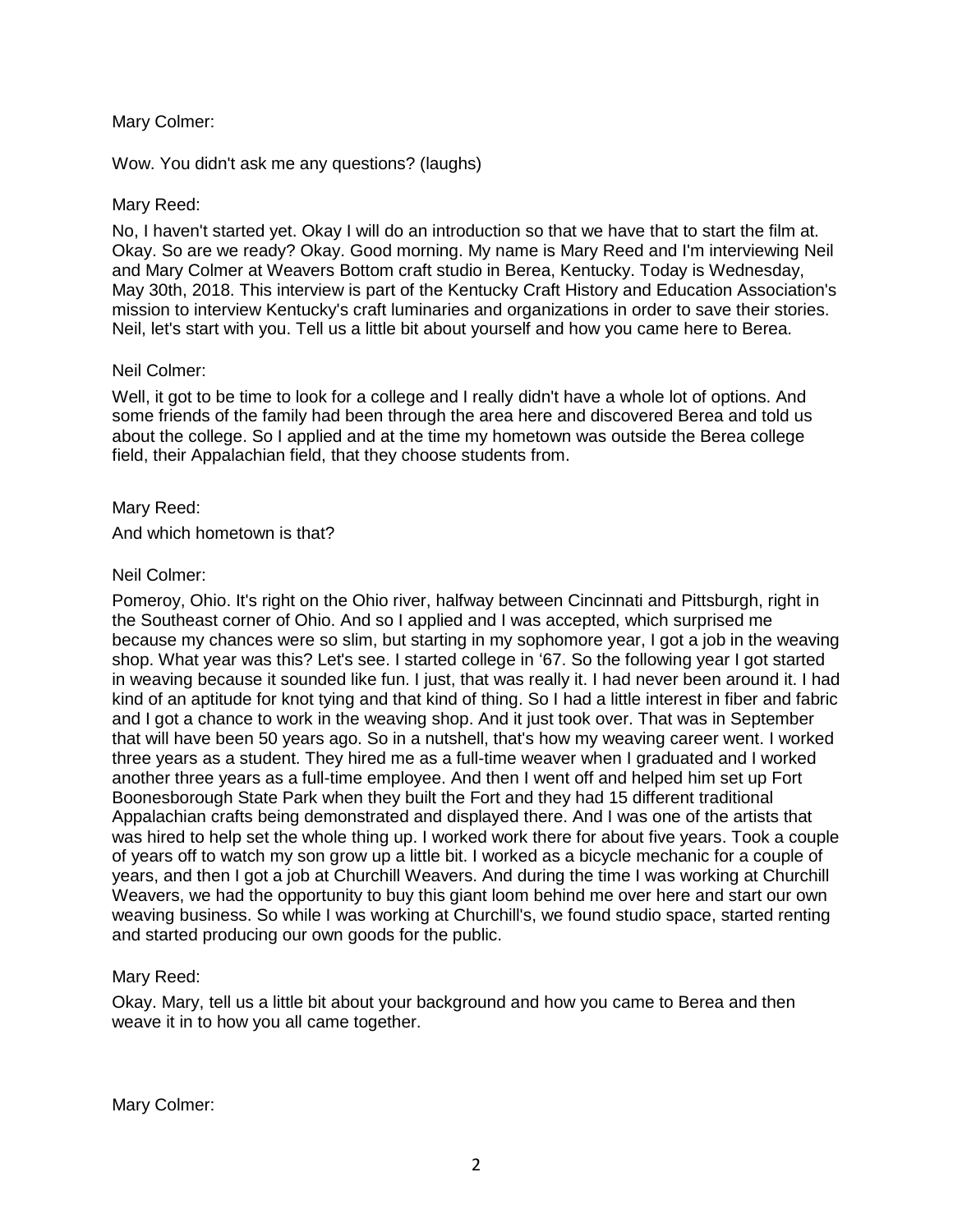Mary Colmer:

Wow. You didn't ask me any questions? (laughs)

Mary Reed:

No, I haven't started yet. Okay I will do an introduction so that we have that to start the film at. Okay. So are we ready? Okay. Good morning. My name is Mary Reed and I'm interviewing Neil and Mary Colmer at Weavers Bottom craft studio in Berea, Kentucky. Today is Wednesday, May 30th, 2018. This interview is part of the Kentucky Craft History and Education Association's mission to interview Kentucky's craft luminaries and organizations in order to save their stories. Neil, let's start with you. Tell us a little bit about yourself and how you came here to Berea.

Neil Colmer:

Well, it got to be time to look for a college and I really didn't have a whole lot of options. And some friends of the family had been through the area here and discovered Berea and told us about the college. So I applied and at the time my hometown was outside the Berea college field, their Appalachian field, that they choose students from.

Mary Reed:

And which hometown is that?

Neil Colmer:

Pomeroy, Ohio. It's right on the Ohio river, halfway between Cincinnati and Pittsburgh, right in the Southeast corner of Ohio. And so I applied and I was accepted, which surprised me because my chances were so slim, but starting in my sophomore year, I got a job in the weaving shop. What year was this? Let's see. I started college in '67. So the following year I got started in weaving because it sounded like fun. I just, that was really it. I had never been around it. I had kind of an aptitude for knot tying and that kind of thing. So I had a little interest in fiber and fabric and I got a chance to work in the weaving shop. And it just took over. That was in September that will have been 50 years ago. So in a nutshell, that's how my weaving career went. I worked three years as a student. They hired me as a full-time weaver when I graduated and I worked another three years as a full-time employee. And then I went off and helped him set up Fort Boonesborough State Park when they built the Fort and they had 15 different traditional Appalachian crafts being demonstrated and displayed there. And I was one of the artists that was hired to help set the whole thing up. I worked work there for about five years. Took a couple of years off to watch my son grow up a little bit. I worked as a bicycle mechanic for a couple of years, and then I got a job at Churchill Weavers. And during the time I was working at Churchill Weavers, we had the opportunity to buy this giant loom behind me over here and start our own weaving business. So while I was working at Churchill's, we found studio space, started renting and started producing our own goods for the public.

Mary Reed:

Okay. Mary, tell us a little bit about your background and how you came to Berea and then weave it in to how you all came together.

Mary Colmer: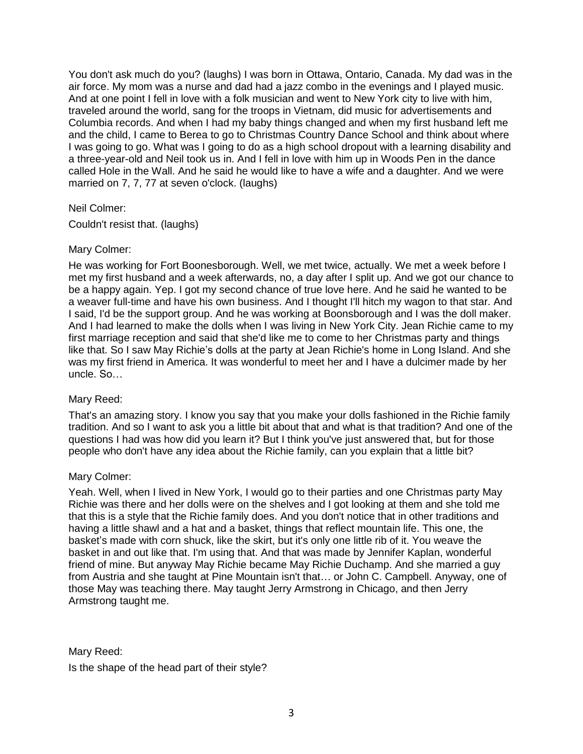You don't ask much do you? (laughs) I was born in Ottawa, Ontario, Canada. My dad was in the air force. My mom was a nurse and dad had a jazz combo in the evenings and I played music. And at one point I fell in love with a folk musician and went to New York city to live with him, traveled around the world, sang for the troops in Vietnam, did music for advertisements and Columbia records. And when I had my baby things changed and when my first husband left me and the child, I came to Berea to go to Christmas Country Dance School and think about where I was going to go. What was I going to do as a high school dropout with a learning disability and a three-year-old and Neil took us in. And I fell in love with him up in Woods Pen in the dance called Hole in the Wall. And he said he would like to have a wife and a daughter. And we were married on 7, 7, 77 at seven o'clock. (laughs)

Neil Colmer:

Couldn't resist that. (laughs)

Mary Colmer:

He was working for Fort Boonesborough. Well, we met twice, actually. We met a week before I met my first husband and a week afterwards, no, a day after I split up. And we got our chance to be a happy again. Yep. I got my second chance of true love here. And he said he wanted to be a weaver full-time and have his own business. And I thought I'll hitch my wagon to that star. And I said, I'd be the support group. And he was working at Boonsborough and I was the doll maker. And I had learned to make the dolls when I was living in New York City. Jean Richie came to my first marriage reception and said that she'd like me to come to her Christmas party and things like that. So I saw May Richie's dolls at the party at Jean Richie's home in Long Island. And she was my first friend in America. It was wonderful to meet her and I have a dulcimer made by her uncle. So…

Mary Reed:

That's an amazing story. I know you say that you make your dolls fashioned in the Richie family tradition. And so I want to ask you a little bit about that and what is that tradition? And one of the questions I had was how did you learn it? But I think you've just answered that, but for those people who don't have any idea about the Richie family, can you explain that a little bit?

Mary Colmer:

Yeah. Well, when I lived in New York, I would go to their parties and one Christmas party May Richie was there and her dolls were on the shelves and I got looking at them and she told me that this is a style that the Richie family does. And you don't notice that in other traditions and having a little shawl and a hat and a basket, things that reflect mountain life. This one, the basket's made with corn shuck, like the skirt, but it's only one little rib of it. You weave the basket in and out like that. I'm using that. And that was made by Jennifer Kaplan, wonderful friend of mine. But anyway May Richie became May Richie Duchamp. And she married a guy from Austria and she taught at Pine Mountain isn't that… or John C. Campbell. Anyway, one of those May was teaching there. May taught Jerry Armstrong in Chicago, and then Jerry Armstrong taught me.

Mary Reed:

Is the shape of the head part of their style?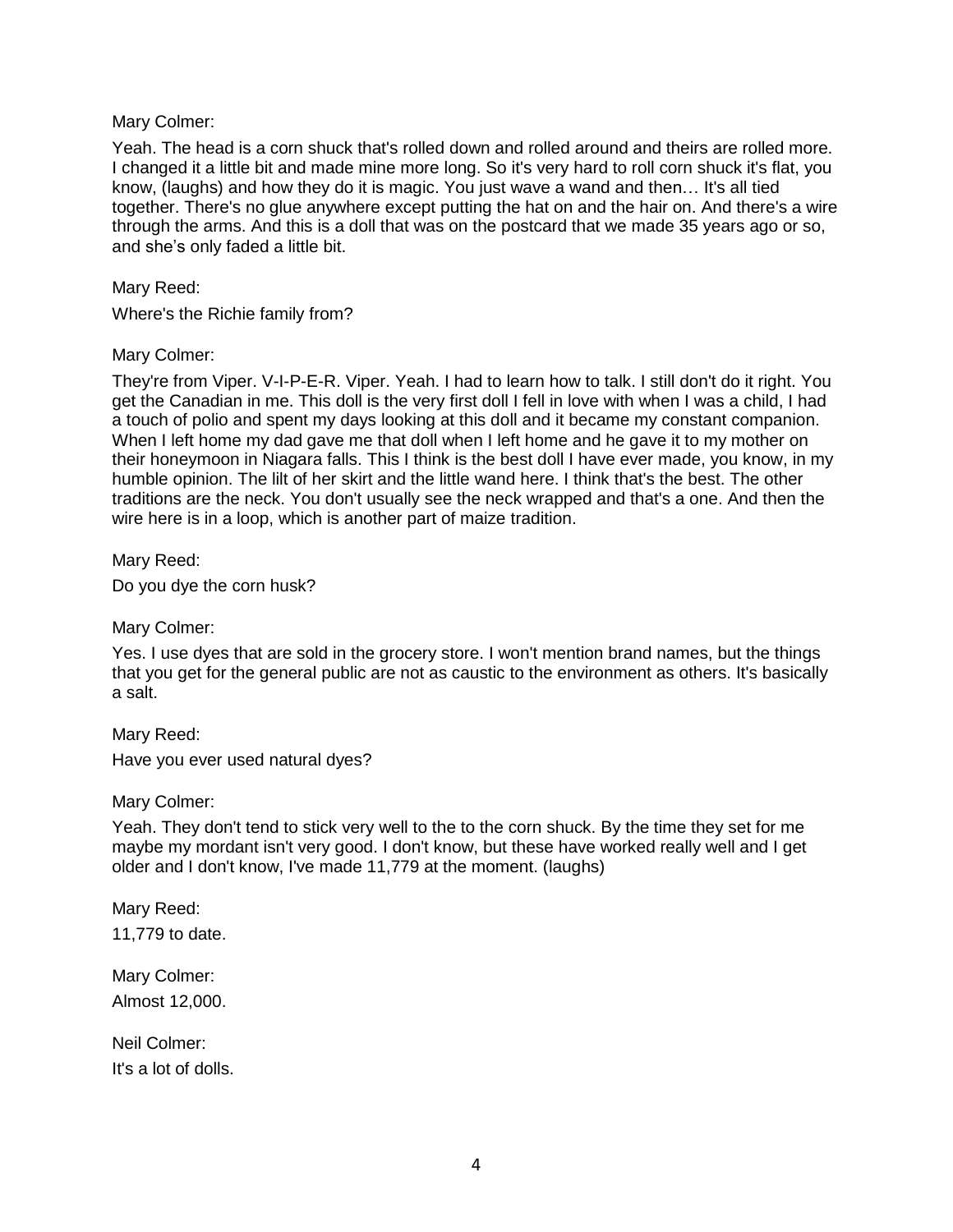Mary Colmer:

Yeah. The head is a corn shuck that's rolled down and rolled around and theirs are rolled more. I changed it a little bit and made mine more long. So it's very hard to roll corn shuck it's flat, you know, (laughs) and how they do it is magic. You just wave a wand and then… It's all tied together. There's no glue anywhere except putting the hat on and the hair on. And there's a wire through the arms. And this is a doll that was on the postcard that we made 35 years ago or so, and she's only faded a little bit.

Mary Reed:

Where's the Richie family from?

Mary Colmer:

They're from Viper. V-I-P-E-R. Viper. Yeah. I had to learn how to talk. I still don't do it right. You get the Canadian in me. This doll is the very first doll I fell in love with when I was a child, I had a touch of polio and spent my days looking at this doll and it became my constant companion. When I left home my dad gave me that doll when I left home and he gave it to my mother on their honeymoon in Niagara falls. This I think is the best doll I have ever made, you know, in my humble opinion. The lilt of her skirt and the little wand here. I think that's the best. The other traditions are the neck. You don't usually see the neck wrapped and that's a one. And then the wire here is in a loop, which is another part of maize tradition.

Mary Reed:

Do you dye the corn husk?

Mary Colmer:

Yes. I use dyes that are sold in the grocery store. I won't mention brand names, but the things that you get for the general public are not as caustic to the environment as others. It's basically a salt.

Mary Reed:

Have you ever used natural dyes?

Mary Colmer:

Yeah. They don't tend to stick very well to the to the corn shuck. By the time they set for me maybe my mordant isn't very good. I don't know, but these have worked really well and I get older and I don't know, I've made 11,779 at the moment. (laughs)

Mary Reed:

11,779 to date.

Mary Colmer:

Almost 12,000.

Neil Colmer:

It's a lot of dolls.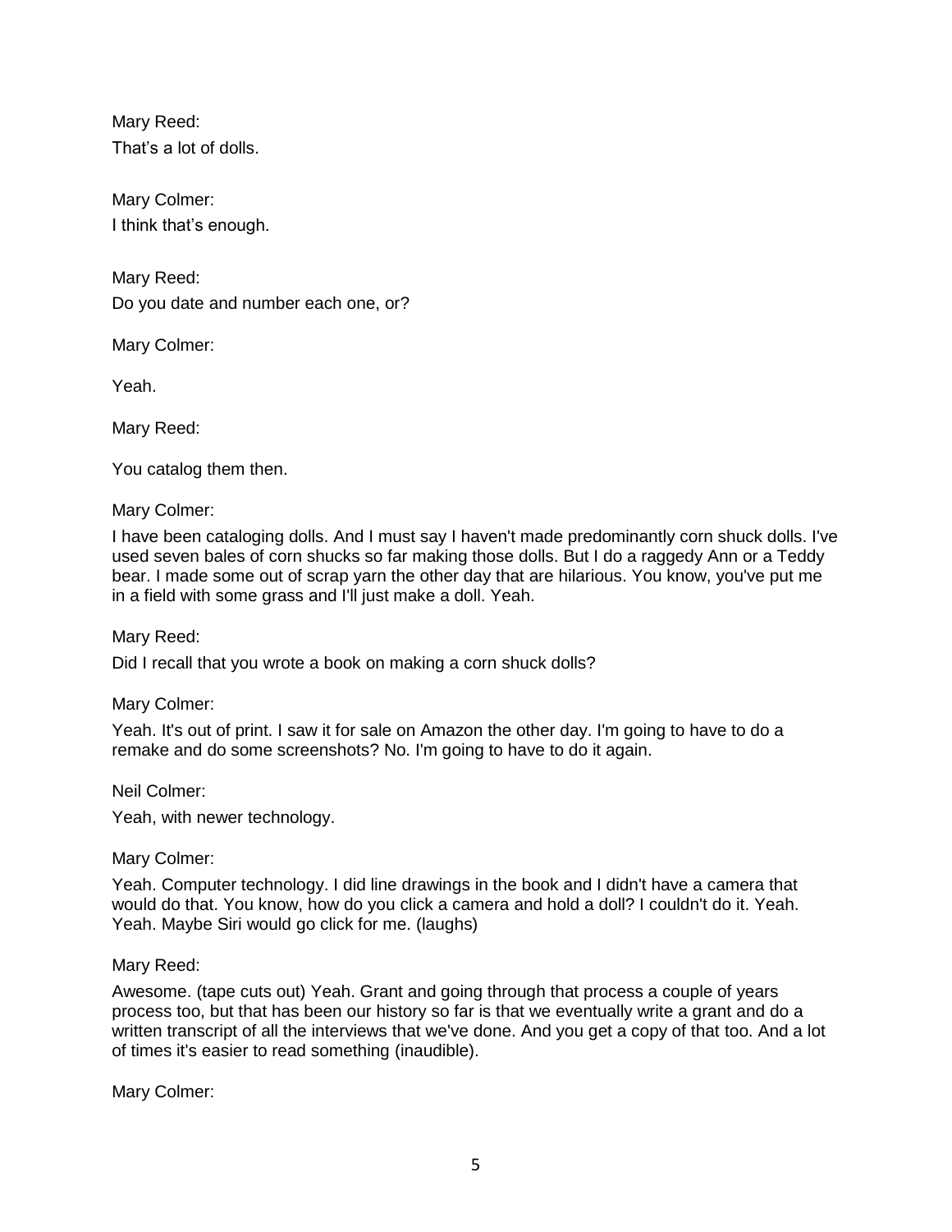Mary Reed:
That's a lot of dolls.

Mary Colmer:
I think that's enough.

Mary Reed:
Do you date and number each one, or?

Mary Colmer:

Yeah.

Mary Reed:

You catalog them then.

Mary Colmer:

I have been cataloging dolls. And I must say I haven't made predominantly corn shuck dolls. I've used seven bales of corn shucks so far making those dolls. But I do a raggedy Ann or a Teddy bear. I made some out of scrap yarn the other day that are hilarious. You know, you've put me in a field with some grass and I'll just make a doll. Yeah.

Mary Reed:

Did I recall that you wrote a book on making a corn shuck dolls?

Mary Colmer:

Yeah. It's out of print. I saw it for sale on Amazon the other day. I'm going to have to do a remake and do some screenshots? No. I'm going to have to do it again.

Neil Colmer:

Yeah, with newer technology.

Mary Colmer:

Yeah. Computer technology. I did line drawings in the book and I didn't have a camera that would do that. You know, how do you click a camera and hold a doll? I couldn't do it. Yeah. Yeah. Maybe Siri would go click for me. (laughs)

Mary Reed:

Awesome. (tape cuts out) Yeah. Grant and going through that process a couple of years process too, but that has been our history so far is that we eventually write a grant and do a written transcript of all the interviews that we've done. And you get a copy of that too. And a lot of times it's easier to read something (inaudible).

Mary Colmer: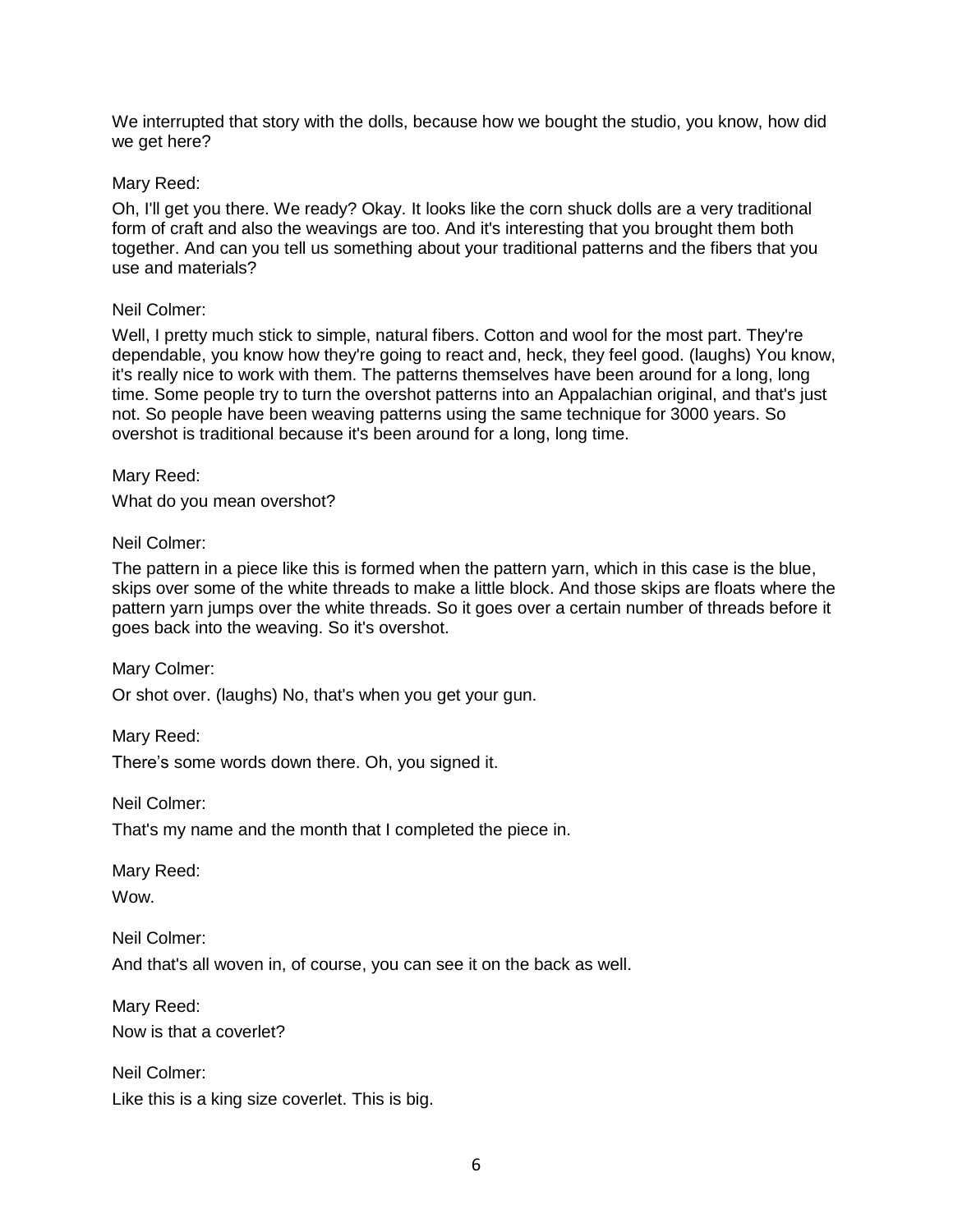We interrupted that story with the dolls, because how we bought the studio, you know, how did we get here?

Mary Reed:

Oh, I'll get you there. We ready? Okay. It looks like the corn shuck dolls are a very traditional form of craft and also the weavings are too. And it's interesting that you brought them both together. And can you tell us something about your traditional patterns and the fibers that you use and materials?

Neil Colmer:

Well, I pretty much stick to simple, natural fibers. Cotton and wool for the most part. They're dependable, you know how they're going to react and, heck, they feel good. (laughs) You know, it's really nice to work with them. The patterns themselves have been around for a long, long time. Some people try to turn the overshot patterns into an Appalachian original, and that's just not. So people have been weaving patterns using the same technique for 3000 years. So overshot is traditional because it's been around for a long, long time.

Mary Reed:

What do you mean overshot?

Neil Colmer:

The pattern in a piece like this is formed when the pattern yarn, which in this case is the blue, skips over some of the white threads to make a little block. And those skips are floats where the pattern yarn jumps over the white threads. So it goes over a certain number of threads before it goes back into the weaving. So it's overshot.

Mary Colmer:

Or shot over. (laughs) No, that's when you get your gun.

Mary Reed:

There's some words down there. Oh, you signed it.

Neil Colmer:

That's my name and the month that I completed the piece in.

Mary Reed:

Wow.

Neil Colmer:

And that's all woven in, of course, you can see it on the back as well.

Mary Reed:

Now is that a coverlet?

Neil Colmer:

Like this is a king size coverlet. This is big.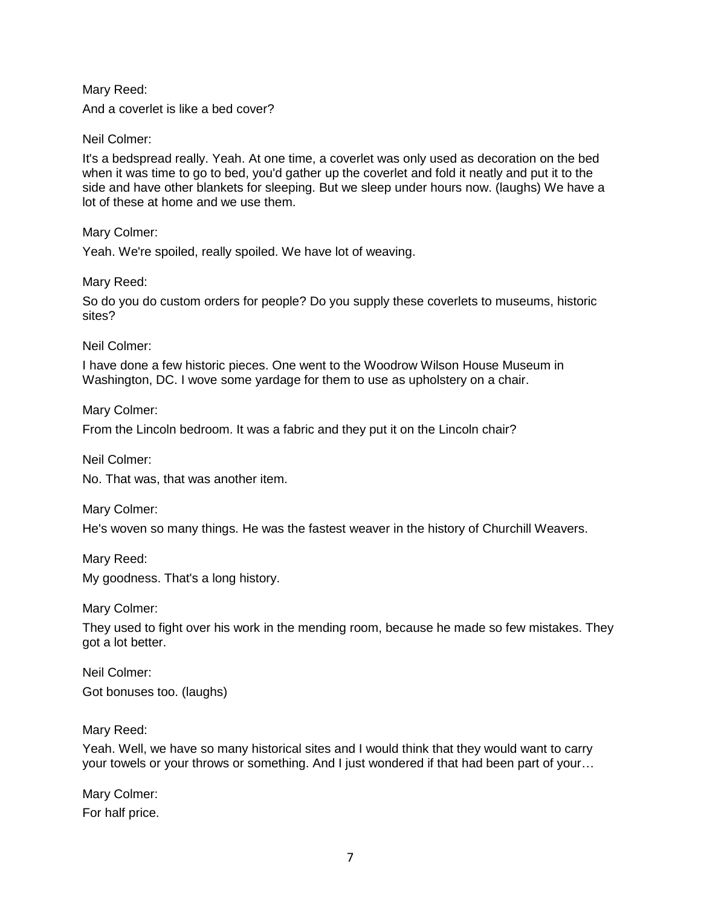Mary Reed:

And a coverlet is like a bed cover?

Neil Colmer:

It's a bedspread really. Yeah. At one time, a coverlet was only used as decoration on the bed when it was time to go to bed, you'd gather up the coverlet and fold it neatly and put it to the side and have other blankets for sleeping. But we sleep under hours now. (laughs) We have a lot of these at home and we use them.

Mary Colmer:

Yeah. We're spoiled, really spoiled. We have lot of weaving.

Mary Reed:

So do you do custom orders for people? Do you supply these coverlets to museums, historic sites?

Neil Colmer:

I have done a few historic pieces. One went to the Woodrow Wilson House Museum in Washington, DC. I wove some yardage for them to use as upholstery on a chair.

Mary Colmer:

From the Lincoln bedroom. It was a fabric and they put it on the Lincoln chair?

Neil Colmer:

No. That was, that was another item.

Mary Colmer:

He's woven so many things. He was the fastest weaver in the history of Churchill Weavers.

Mary Reed:

My goodness. That's a long history.

Mary Colmer:

They used to fight over his work in the mending room, because he made so few mistakes. They got a lot better.

Neil Colmer:

Got bonuses too. (laughs)

Mary Reed:

Yeah. Well, we have so many historical sites and I would think that they would want to carry your towels or your throws or something. And I just wondered if that had been part of your…

Mary Colmer:

For half price.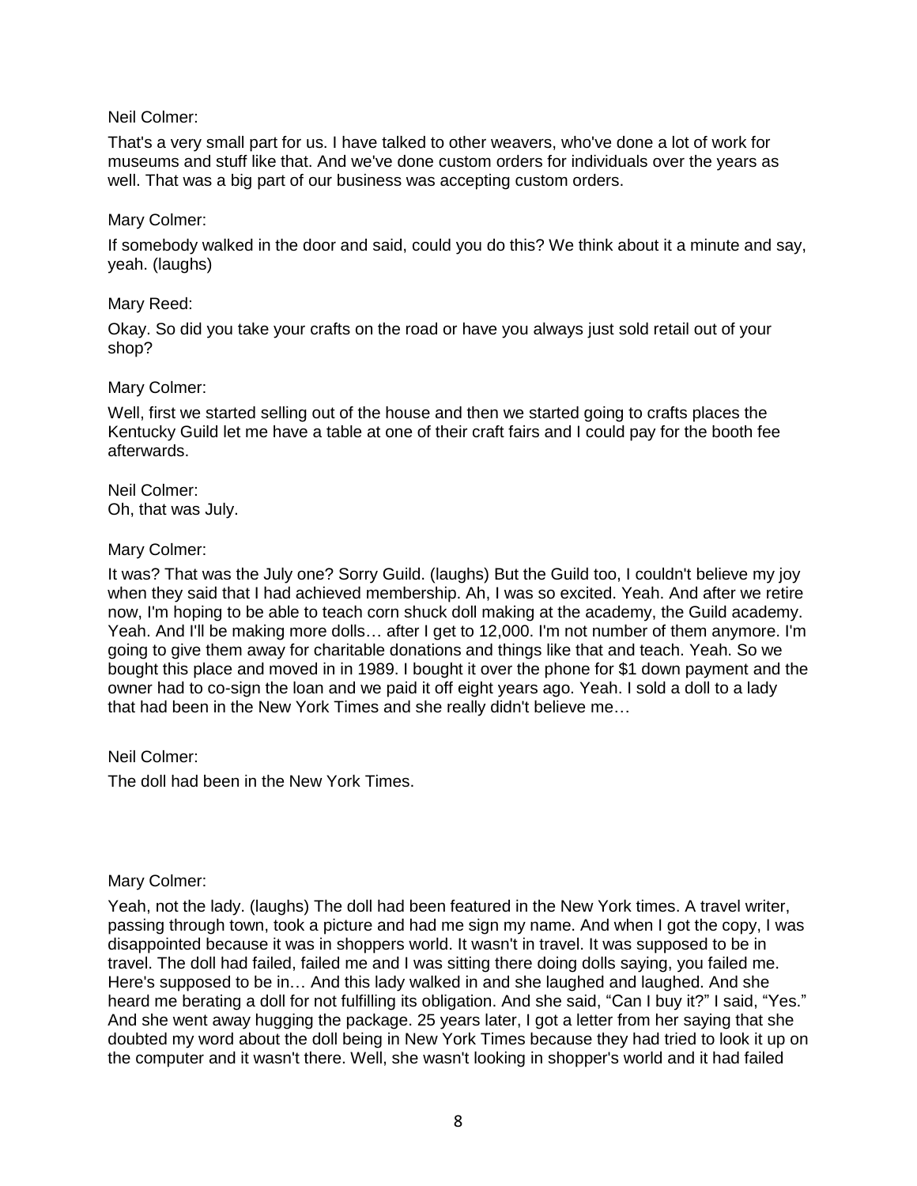Neil Colmer:

That's a very small part for us. I have talked to other weavers, who've done a lot of work for museums and stuff like that. And we've done custom orders for individuals over the years as well. That was a big part of our business was accepting custom orders.

Mary Colmer:

If somebody walked in the door and said, could you do this? We think about it a minute and say, yeah. (laughs)

Mary Reed:

Okay. So did you take your crafts on the road or have you always just sold retail out of your shop?

Mary Colmer:

Well, first we started selling out of the house and then we started going to crafts places the Kentucky Guild let me have a table at one of their craft fairs and I could pay for the booth fee afterwards.

Neil Colmer:
Oh, that was July.

Mary Colmer:

It was? That was the July one? Sorry Guild. (laughs) But the Guild too, I couldn't believe my joy when they said that I had achieved membership. Ah, I was so excited. Yeah. And after we retire now, I'm hoping to be able to teach corn shuck doll making at the academy, the Guild academy. Yeah. And I'll be making more dolls… after I get to 12,000. I'm not number of them anymore. I'm going to give them away for charitable donations and things like that and teach. Yeah. So we bought this place and moved in in 1989. I bought it over the phone for $1 down payment and the owner had to co-sign the loan and we paid it off eight years ago. Yeah. I sold a doll to a lady that had been in the New York Times and she really didn't believe me…

Neil Colmer:

The doll had been in the New York Times.

Mary Colmer:

Yeah, not the lady. (laughs) The doll had been featured in the New York times. A travel writer, passing through town, took a picture and had me sign my name. And when I got the copy, I was disappointed because it was in shoppers world. It wasn't in travel. It was supposed to be in travel. The doll had failed, failed me and I was sitting there doing dolls saying, you failed me. Here's supposed to be in… And this lady walked in and she laughed and laughed. And she heard me berating a doll for not fulfilling its obligation. And she said, "Can I buy it?" I said, "Yes." And she went away hugging the package. 25 years later, I got a letter from her saying that she doubted my word about the doll being in New York Times because they had tried to look it up on the computer and it wasn't there. Well, she wasn't looking in shopper's world and it had failed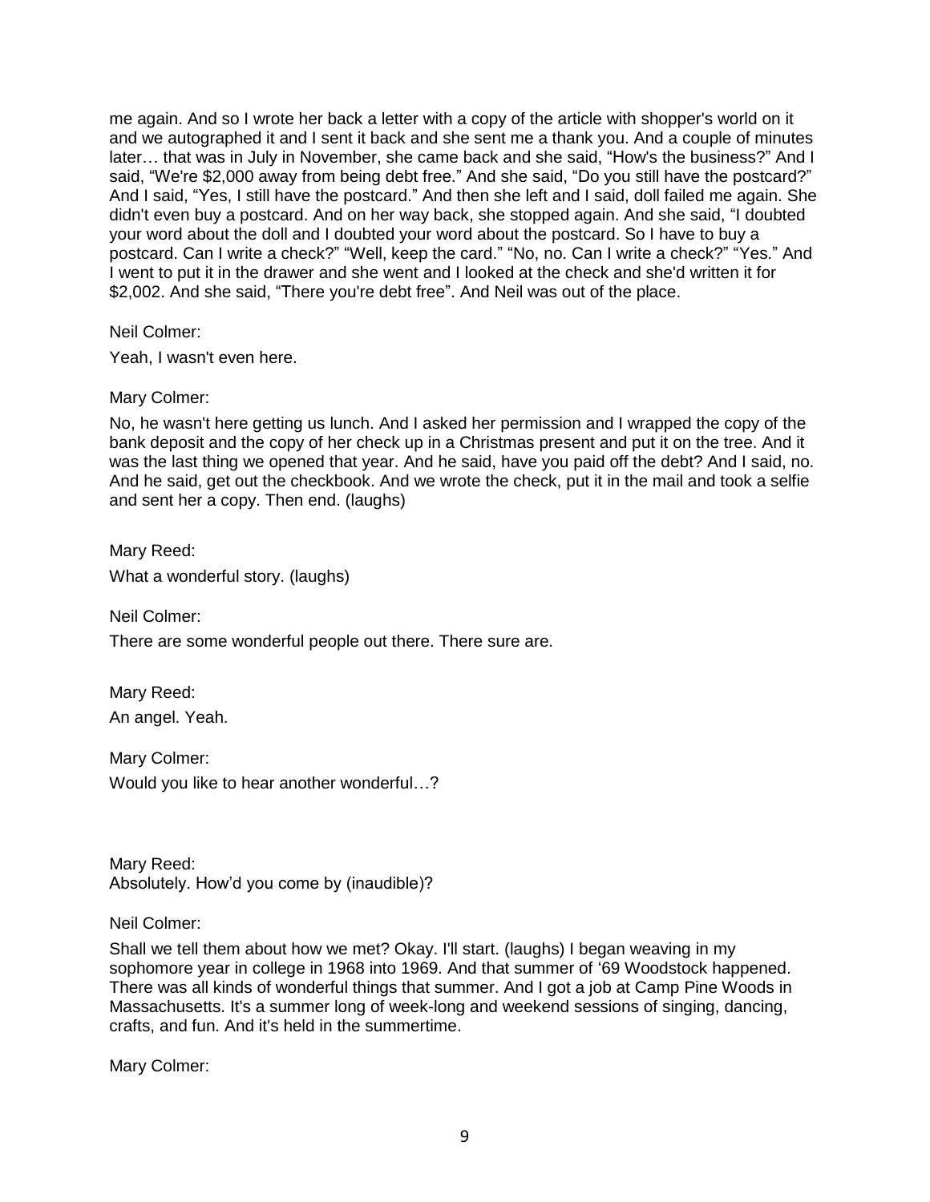me again. And so I wrote her back a letter with a copy of the article with shopper's world on it and we autographed it and I sent it back and she sent me a thank you. And a couple of minutes later… that was in July in November, she came back and she said, "How's the business?" And I said, "We're $2,000 away from being debt free." And she said, "Do you still have the postcard?" And I said, "Yes, I still have the postcard." And then she left and I said, doll failed me again. She didn't even buy a postcard. And on her way back, she stopped again. And she said, "I doubted your word about the doll and I doubted your word about the postcard. So I have to buy a postcard. Can I write a check?" "Well, keep the card." "No, no. Can I write a check?" "Yes." And I went to put it in the drawer and she went and I looked at the check and she'd written it for $2,002. And she said, "There you're debt free". And Neil was out of the place.

Neil Colmer:

Yeah, I wasn't even here.

Mary Colmer:

No, he wasn't here getting us lunch. And I asked her permission and I wrapped the copy of the bank deposit and the copy of her check up in a Christmas present and put it on the tree. And it was the last thing we opened that year. And he said, have you paid off the debt? And I said, no. And he said, get out the checkbook. And we wrote the check, put it in the mail and took a selfie and sent her a copy. Then end. (laughs)

Mary Reed:

What a wonderful story. (laughs)

Neil Colmer:

There are some wonderful people out there. There sure are.

Mary Reed:

An angel. Yeah.

Mary Colmer:

Would you like to hear another wonderful…?

Mary Reed:
Absolutely. How'd you come by (inaudible)?

Neil Colmer:

Shall we tell them about how we met? Okay. I'll start. (laughs) I began weaving in my sophomore year in college in 1968 into 1969. And that summer of '69 Woodstock happened. There was all kinds of wonderful things that summer. And I got a job at Camp Pine Woods in Massachusetts. It's a summer long of week-long and weekend sessions of singing, dancing, crafts, and fun. And it's held in the summertime.

Mary Colmer: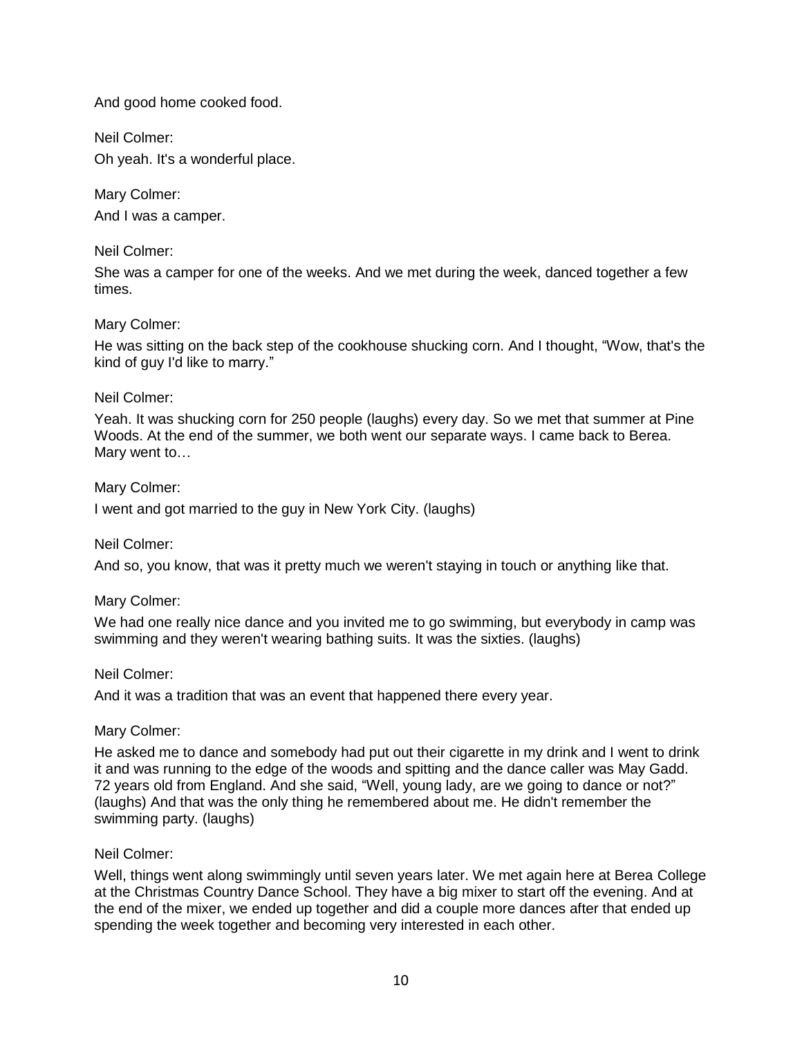And good home cooked food.

Neil Colmer:

Oh yeah. It's a wonderful place.

Mary Colmer:

And I was a camper.

Neil Colmer:

She was a camper for one of the weeks. And we met during the week, danced together a few times.

Mary Colmer:

He was sitting on the back step of the cookhouse shucking corn. And I thought, "Wow, that's the kind of guy I'd like to marry."

Neil Colmer:

Yeah. It was shucking corn for 250 people (laughs) every day. So we met that summer at Pine Woods. At the end of the summer, we both went our separate ways. I came back to Berea. Mary went to…

Mary Colmer:

I went and got married to the guy in New York City. (laughs)

Neil Colmer:

And so, you know, that was it pretty much we weren't staying in touch or anything like that.

Mary Colmer:

We had one really nice dance and you invited me to go swimming, but everybody in camp was swimming and they weren't wearing bathing suits. It was the sixties. (laughs)

Neil Colmer:

And it was a tradition that was an event that happened there every year.

Mary Colmer:

He asked me to dance and somebody had put out their cigarette in my drink and I went to drink it and was running to the edge of the woods and spitting and the dance caller was May Gadd. 72 years old from England. And she said, "Well, young lady, are we going to dance or not?" (laughs) And that was the only thing he remembered about me. He didn't remember the swimming party. (laughs)

Neil Colmer:

Well, things went along swimmingly until seven years later. We met again here at Berea College at the Christmas Country Dance School. They have a big mixer to start off the evening. And at the end of the mixer, we ended up together and did a couple more dances after that ended up spending the week together and becoming very interested in each other.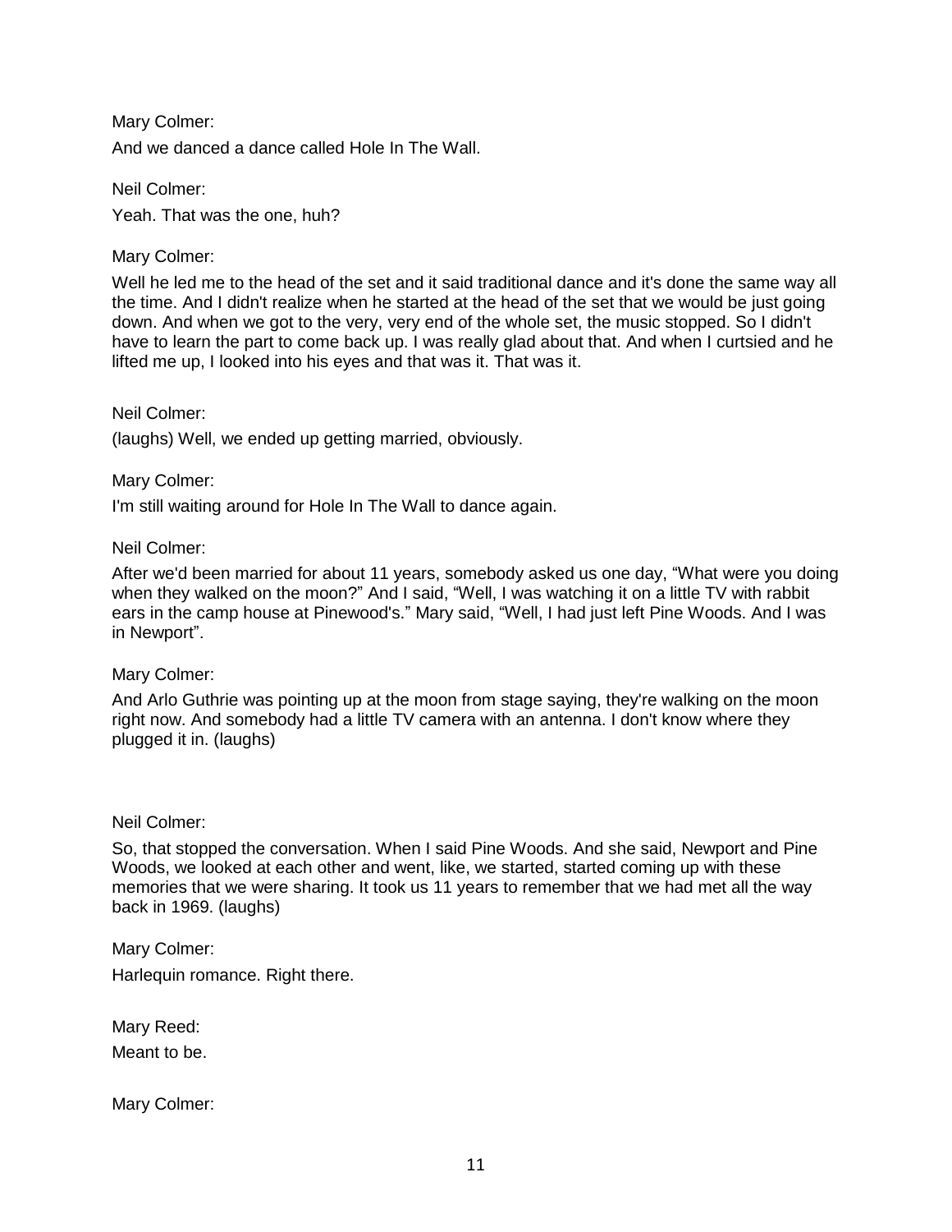Mary Colmer:

And we danced a dance called Hole In The Wall.

Neil Colmer:

Yeah. That was the one, huh?

Mary Colmer:

Well he led me to the head of the set and it said traditional dance and it's done the same way all the time. And I didn't realize when he started at the head of the set that we would be just going down. And when we got to the very, very end of the whole set, the music stopped. So I didn't have to learn the part to come back up. I was really glad about that. And when I curtsied and he lifted me up, I looked into his eyes and that was it. That was it.

Neil Colmer:

(laughs) Well, we ended up getting married, obviously.

Mary Colmer:

I'm still waiting around for Hole In The Wall to dance again.

Neil Colmer:

After we'd been married for about 11 years, somebody asked us one day, "What were you doing when they walked on the moon?" And I said, "Well, I was watching it on a little TV with rabbit ears in the camp house at Pinewood's." Mary said, "Well, I had just left Pine Woods. And I was in Newport".

Mary Colmer:

And Arlo Guthrie was pointing up at the moon from stage saying, they're walking on the moon right now. And somebody had a little TV camera with an antenna. I don't know where they plugged it in. (laughs)

Neil Colmer:

So, that stopped the conversation. When I said Pine Woods. And she said, Newport and Pine Woods, we looked at each other and went, like, we started, started coming up with these memories that we were sharing. It took us 11 years to remember that we had met all the way back in 1969. (laughs)

Mary Colmer:

Harlequin romance. Right there.

Mary Reed:

Meant to be.

Mary Colmer: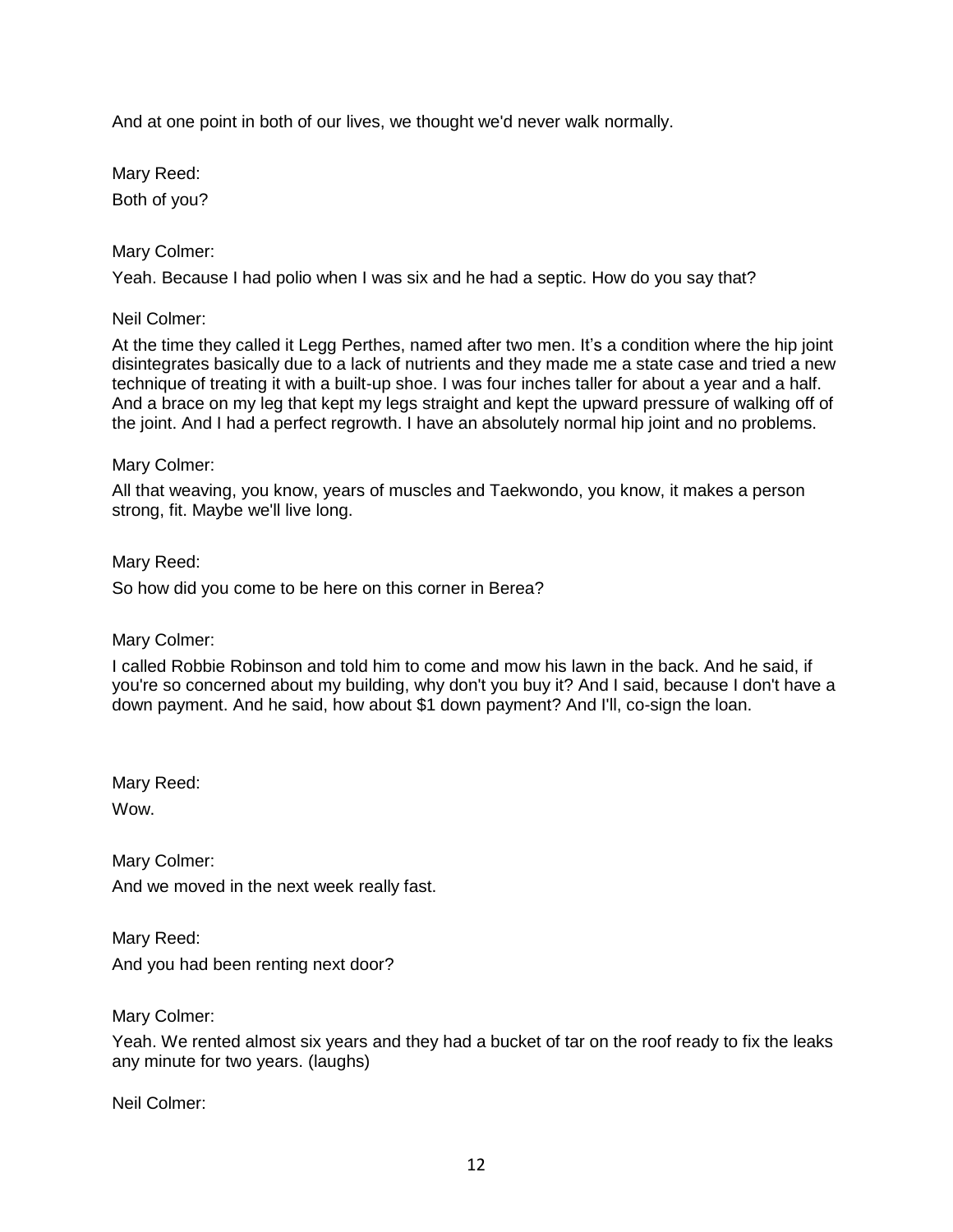And at one point in both of our lives, we thought we'd never walk normally.

Mary Reed:

Both of you?

Mary Colmer:

Yeah. Because I had polio when I was six and he had a septic. How do you say that?

Neil Colmer:

At the time they called it Legg Perthes, named after two men. It's a condition where the hip joint disintegrates basically due to a lack of nutrients and they made me a state case and tried a new technique of treating it with a built-up shoe. I was four inches taller for about a year and a half. And a brace on my leg that kept my legs straight and kept the upward pressure of walking off of the joint. And I had a perfect regrowth. I have an absolutely normal hip joint and no problems.

Mary Colmer:

All that weaving, you know, years of muscles and Taekwondo, you know, it makes a person strong, fit. Maybe we'll live long.

Mary Reed:

So how did you come to be here on this corner in Berea?

Mary Colmer:

I called Robbie Robinson and told him to come and mow his lawn in the back. And he said, if you're so concerned about my building, why don't you buy it? And I said, because I don't have a down payment. And he said, how about $1 down payment? And I'll, co-sign the loan.

Mary Reed:

Wow.

Mary Colmer:

And we moved in the next week really fast.

Mary Reed:

And you had been renting next door?

Mary Colmer:

Yeah. We rented almost six years and they had a bucket of tar on the roof ready to fix the leaks any minute for two years. (laughs)

Neil Colmer: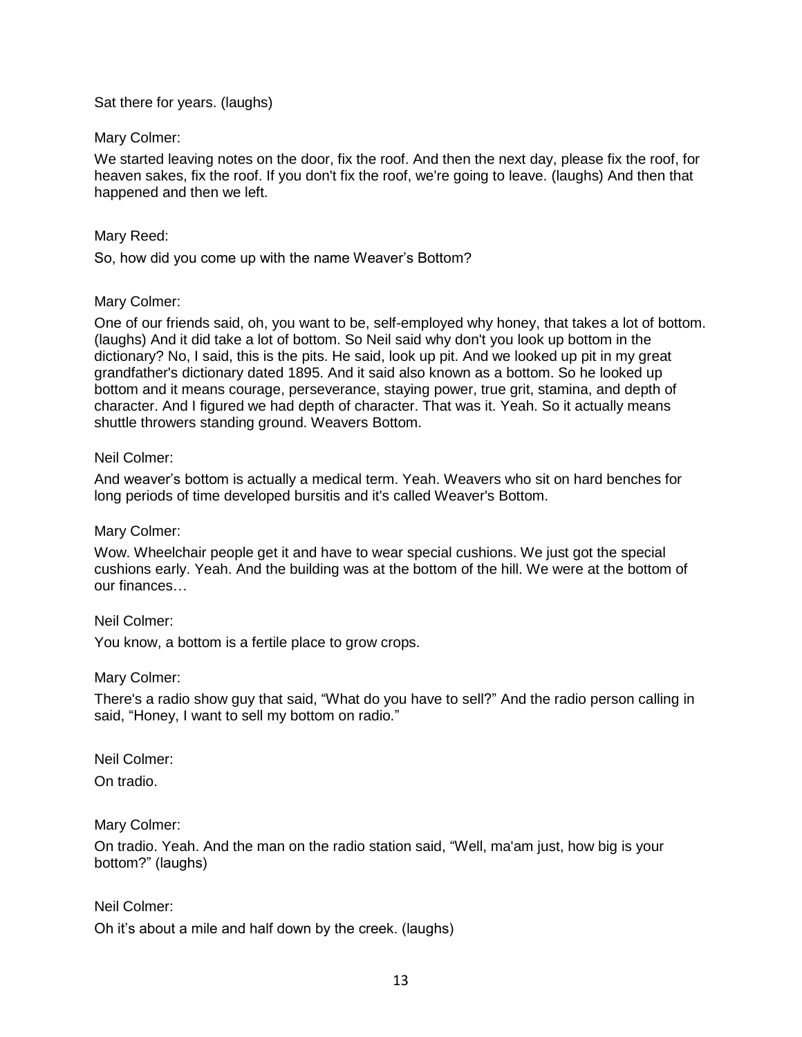Sat there for years. (laughs)

Mary Colmer:

We started leaving notes on the door, fix the roof. And then the next day, please fix the roof, for heaven sakes, fix the roof. If you don't fix the roof, we're going to leave. (laughs) And then that happened and then we left.

Mary Reed:

So, how did you come up with the name Weaver's Bottom?

Mary Colmer:

One of our friends said, oh, you want to be, self-employed why honey, that takes a lot of bottom. (laughs) And it did take a lot of bottom. So Neil said why don't you look up bottom in the dictionary? No, I said, this is the pits. He said, look up pit. And we looked up pit in my great grandfather's dictionary dated 1895. And it said also known as a bottom. So he looked up bottom and it means courage, perseverance, staying power, true grit, stamina, and depth of character. And I figured we had depth of character. That was it. Yeah. So it actually means shuttle throwers standing ground. Weavers Bottom.

Neil Colmer:

And weaver's bottom is actually a medical term. Yeah. Weavers who sit on hard benches for long periods of time developed bursitis and it's called Weaver's Bottom.

Mary Colmer:

Wow. Wheelchair people get it and have to wear special cushions. We just got the special cushions early. Yeah. And the building was at the bottom of the hill. We were at the bottom of our finances…

Neil Colmer:

You know, a bottom is a fertile place to grow crops.

Mary Colmer:

There's a radio show guy that said, "What do you have to sell?" And the radio person calling in said, "Honey, I want to sell my bottom on radio."

Neil Colmer:

On tradio.

Mary Colmer:

On tradio. Yeah. And the man on the radio station said, "Well, ma'am just, how big is your bottom?" (laughs)

Neil Colmer:

Oh it's about a mile and half down by the creek. (laughs)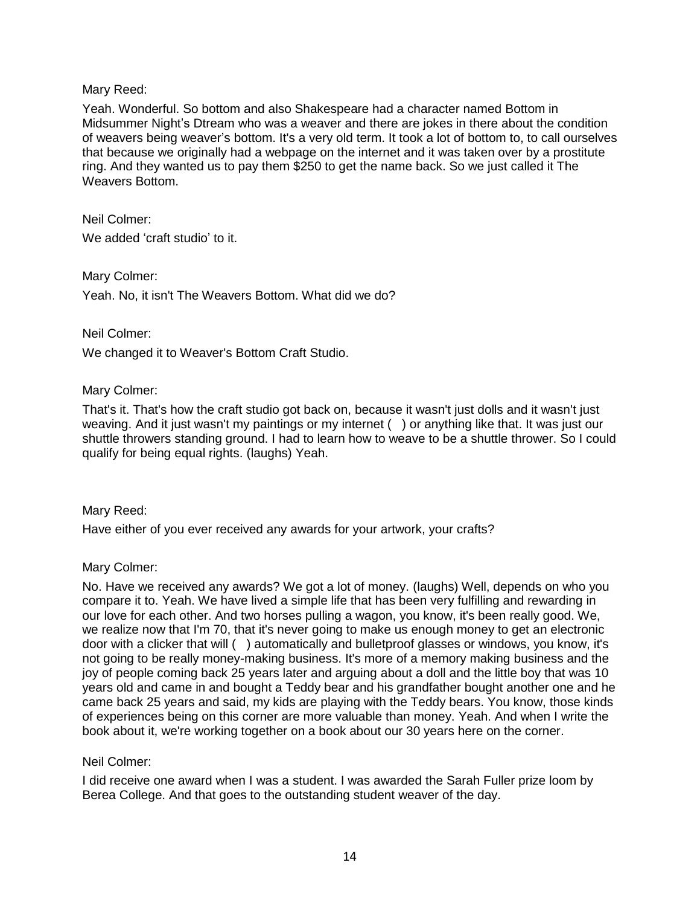Mary Reed:

Yeah. Wonderful. So bottom and also Shakespeare had a character named Bottom in Midsummer Night's Dtream who was a weaver and there are jokes in there about the condition of weavers being weaver's bottom. It's a very old term. It took a lot of bottom to, to call ourselves that because we originally had a webpage on the internet and it was taken over by a prostitute ring. And they wanted us to pay them $250 to get the name back. So we just called it The Weavers Bottom.

Neil Colmer:

We added 'craft studio' to it.

Mary Colmer:

Yeah. No, it isn't The Weavers Bottom. What did we do?

Neil Colmer:

We changed it to Weaver's Bottom Craft Studio.

Mary Colmer:

That's it. That's how the craft studio got back on, because it wasn't just dolls and it wasn't just weaving. And it just wasn't my paintings or my internet (  ) or anything like that. It was just our shuttle throwers standing ground. I had to learn how to weave to be a shuttle thrower. So I could qualify for being equal rights. (laughs) Yeah.

Mary Reed:

Have either of you ever received any awards for your artwork, your crafts?

Mary Colmer:

No. Have we received any awards? We got a lot of money. (laughs) Well, depends on who you compare it to. Yeah. We have lived a simple life that has been very fulfilling and rewarding in our love for each other. And two horses pulling a wagon, you know, it's been really good. We, we realize now that I'm 70, that it's never going to make us enough money to get an electronic door with a clicker that will (  ) automatically and bulletproof glasses or windows, you know, it's not going to be really money-making business. It's more of a memory making business and the joy of people coming back 25 years later and arguing about a doll and the little boy that was 10 years old and came in and bought a Teddy bear and his grandfather bought another one and he came back 25 years and said, my kids are playing with the Teddy bears. You know, those kinds of experiences being on this corner are more valuable than money. Yeah. And when I write the book about it, we're working together on a book about our 30 years here on the corner.

Neil Colmer:

I did receive one award when I was a student. I was awarded the Sarah Fuller prize loom by Berea College. And that goes to the outstanding student weaver of the day.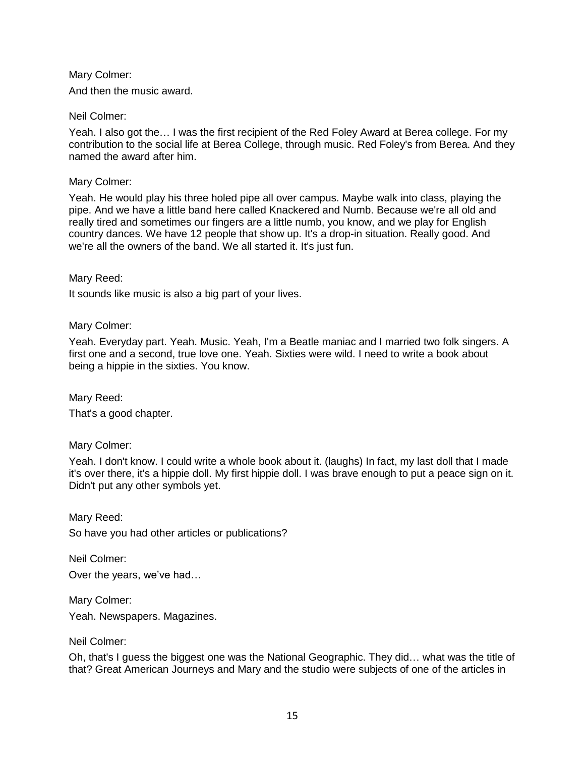Mary Colmer:

And then the music award.

Neil Colmer:

Yeah. I also got the… I was the first recipient of the Red Foley Award at Berea college. For my contribution to the social life at Berea College, through music. Red Foley's from Berea. And they named the award after him.

Mary Colmer:

Yeah. He would play his three holed pipe all over campus. Maybe walk into class, playing the pipe. And we have a little band here called Knackered and Numb. Because we're all old and really tired and sometimes our fingers are a little numb, you know, and we play for English country dances. We have 12 people that show up. It's a drop-in situation. Really good. And we're all the owners of the band. We all started it. It's just fun.

Mary Reed:

It sounds like music is also a big part of your lives.

Mary Colmer:

Yeah. Everyday part. Yeah. Music. Yeah, I'm a Beatle maniac and I married two folk singers. A first one and a second, true love one. Yeah. Sixties were wild. I need to write a book about being a hippie in the sixties. You know.

Mary Reed:

That's a good chapter.

Mary Colmer:

Yeah. I don't know. I could write a whole book about it. (laughs) In fact, my last doll that I made it's over there, it's a hippie doll. My first hippie doll. I was brave enough to put a peace sign on it. Didn't put any other symbols yet.

Mary Reed:

So have you had other articles or publications?

Neil Colmer:

Over the years, we've had…

Mary Colmer:

Yeah. Newspapers. Magazines.

Neil Colmer:

Oh, that's I guess the biggest one was the National Geographic. They did… what was the title of that? Great American Journeys and Mary and the studio were subjects of one of the articles in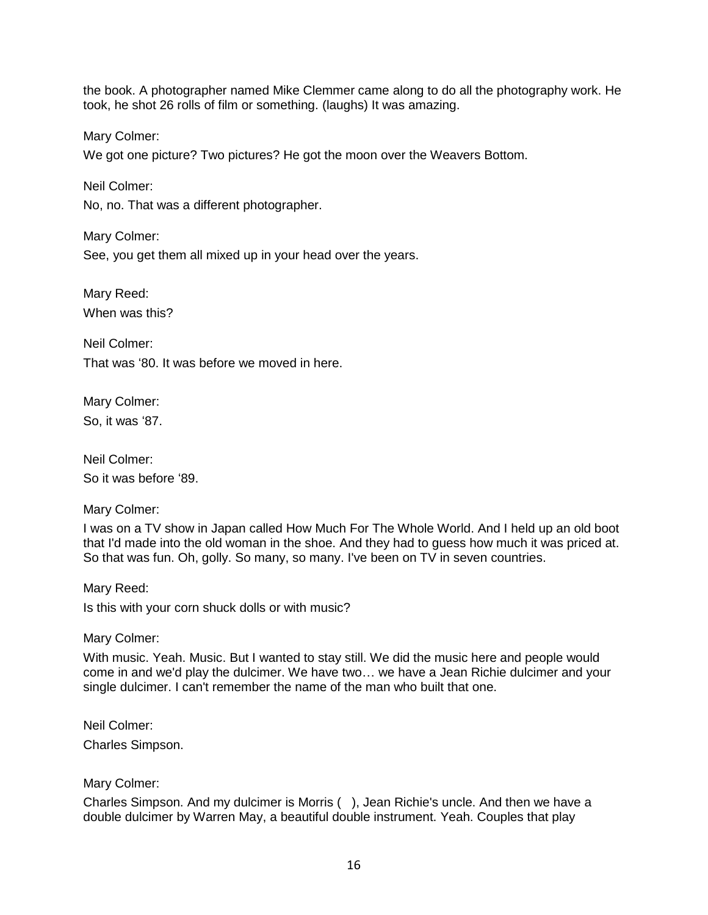the book. A photographer named Mike Clemmer came along to do all the photography work. He took, he shot 26 rolls of film or something. (laughs) It was amazing.

Mary Colmer:

We got one picture? Two pictures? He got the moon over the Weavers Bottom.

Neil Colmer:

No, no. That was a different photographer.

Mary Colmer:

See, you get them all mixed up in your head over the years.

Mary Reed:

When was this?

Neil Colmer:

That was '80. It was before we moved in here.

Mary Colmer:

So, it was '87.

Neil Colmer:

So it was before '89.

Mary Colmer:

I was on a TV show in Japan called How Much For The Whole World. And I held up an old boot that I'd made into the old woman in the shoe. And they had to guess how much it was priced at. So that was fun. Oh, golly. So many, so many. I've been on TV in seven countries.

Mary Reed:

Is this with your corn shuck dolls or with music?

Mary Colmer:

With music. Yeah. Music. But I wanted to stay still. We did the music here and people would come in and we'd play the dulcimer. We have two… we have a Jean Richie dulcimer and your single dulcimer. I can't remember the name of the man who built that one.

Neil Colmer:

Charles Simpson.

Mary Colmer:

Charles Simpson. And my dulcimer is Morris ( ), Jean Richie's uncle. And then we have a double dulcimer by Warren May, a beautiful double instrument. Yeah. Couples that play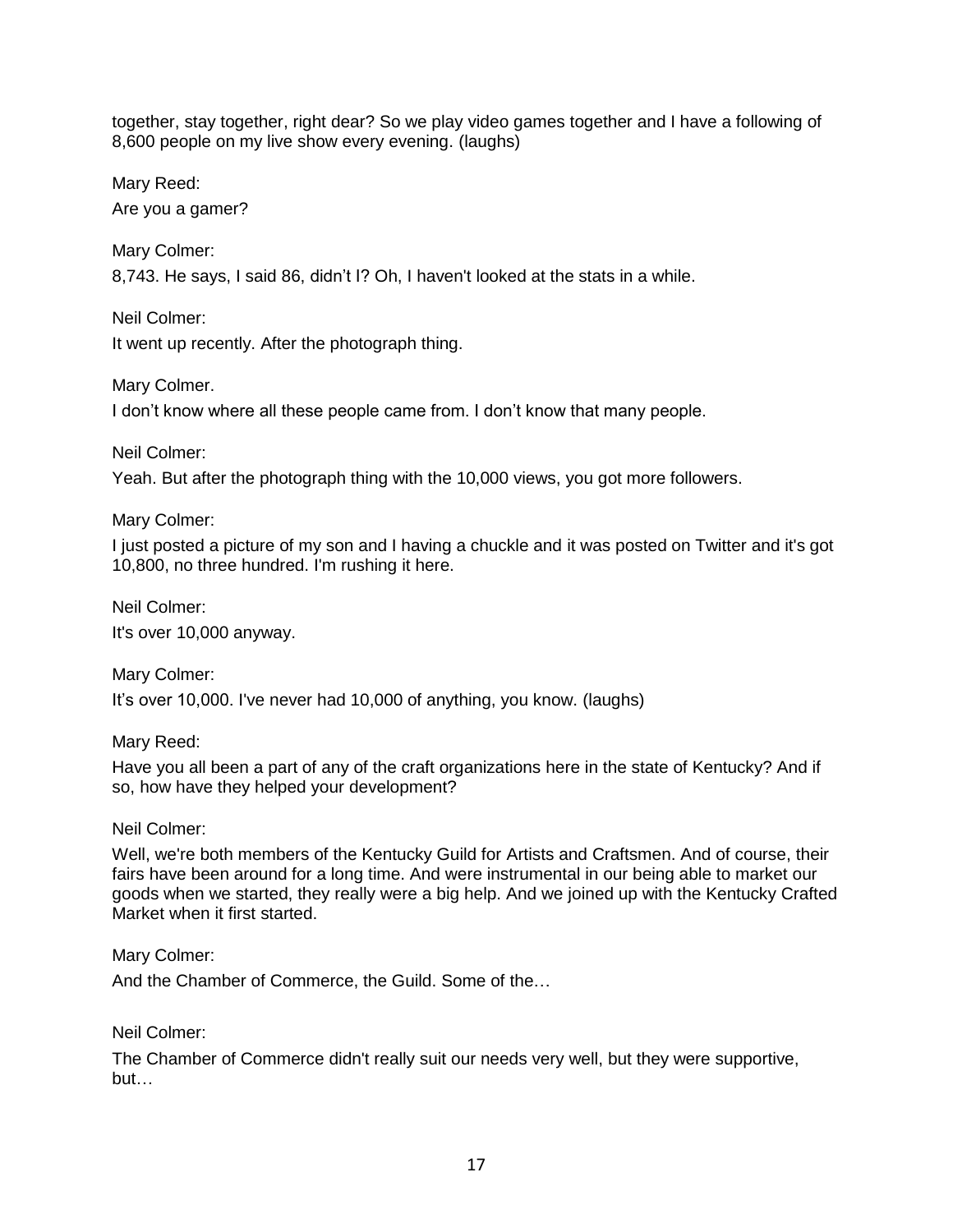together, stay together, right dear? So we play video games together and I have a following of 8,600 people on my live show every evening. (laughs)

Mary Reed:

Are you a gamer?

Mary Colmer:

8,743. He says, I said 86, didn't I? Oh, I haven't looked at the stats in a while.

Neil Colmer:

It went up recently. After the photograph thing.

Mary Colmer.

I don't know where all these people came from. I don't know that many people.

Neil Colmer:

Yeah. But after the photograph thing with the 10,000 views, you got more followers.

Mary Colmer:

I just posted a picture of my son and I having a chuckle and it was posted on Twitter and it's got 10,800, no three hundred. I'm rushing it here.

Neil Colmer:

It's over 10,000 anyway.

Mary Colmer:

It's over 10,000. I've never had 10,000 of anything, you know. (laughs)

Mary Reed:

Have you all been a part of any of the craft organizations here in the state of Kentucky? And if so, how have they helped your development?

Neil Colmer:

Well, we're both members of the Kentucky Guild for Artists and Craftsmen. And of course, their fairs have been around for a long time. And were instrumental in our being able to market our goods when we started, they really were a big help. And we joined up with the Kentucky Crafted Market when it first started.

Mary Colmer:

And the Chamber of Commerce, the Guild. Some of the…

Neil Colmer:

The Chamber of Commerce didn't really suit our needs very well, but they were supportive, but…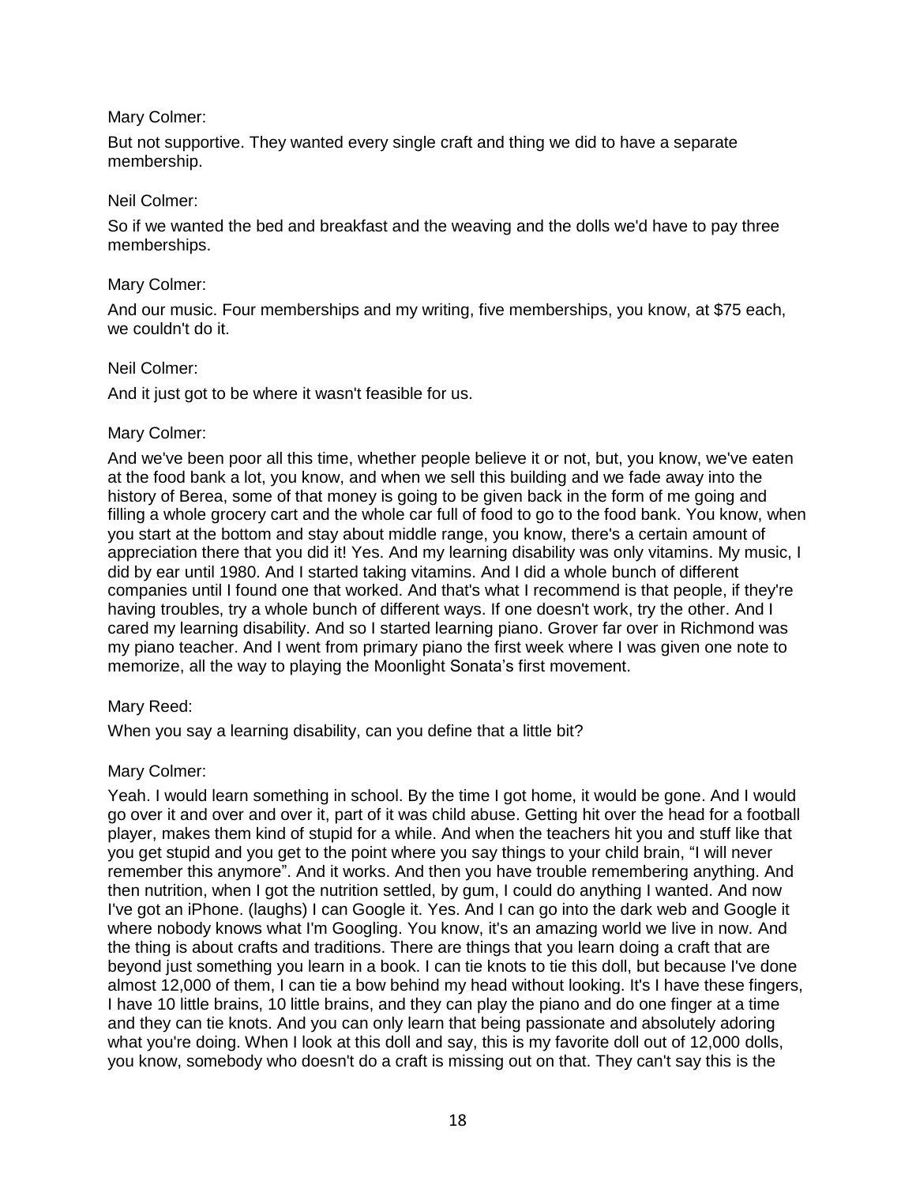Mary Colmer:

But not supportive. They wanted every single craft and thing we did to have a separate membership.

Neil Colmer:

So if we wanted the bed and breakfast and the weaving and the dolls we'd have to pay three memberships.

Mary Colmer:

And our music. Four memberships and my writing, five memberships, you know, at $75 each, we couldn't do it.

Neil Colmer:

And it just got to be where it wasn't feasible for us.

Mary Colmer:

And we've been poor all this time, whether people believe it or not, but, you know, we've eaten at the food bank a lot, you know, and when we sell this building and we fade away into the history of Berea, some of that money is going to be given back in the form of me going and filling a whole grocery cart and the whole car full of food to go to the food bank. You know, when you start at the bottom and stay about middle range, you know, there's a certain amount of appreciation there that you did it! Yes. And my learning disability was only vitamins. My music, I did by ear until 1980. And I started taking vitamins. And I did a whole bunch of different companies until I found one that worked. And that's what I recommend is that people, if they're having troubles, try a whole bunch of different ways. If one doesn't work, try the other. And I cared my learning disability. And so I started learning piano. Grover far over in Richmond was my piano teacher. And I went from primary piano the first week where I was given one note to memorize, all the way to playing the Moonlight Sonata's first movement.

Mary Reed:

When you say a learning disability, can you define that a little bit?

Mary Colmer:

Yeah. I would learn something in school. By the time I got home, it would be gone. And I would go over it and over and over it, part of it was child abuse. Getting hit over the head for a football player, makes them kind of stupid for a while. And when the teachers hit you and stuff like that you get stupid and you get to the point where you say things to your child brain, "I will never remember this anymore". And it works. And then you have trouble remembering anything. And then nutrition, when I got the nutrition settled, by gum, I could do anything I wanted. And now I've got an iPhone. (laughs) I can Google it. Yes. And I can go into the dark web and Google it where nobody knows what I'm Googling. You know, it's an amazing world we live in now. And the thing is about crafts and traditions. There are things that you learn doing a craft that are beyond just something you learn in a book. I can tie knots to tie this doll, but because I've done almost 12,000 of them, I can tie a bow behind my head without looking. It's I have these fingers, I have 10 little brains, 10 little brains, and they can play the piano and do one finger at a time and they can tie knots. And you can only learn that being passionate and absolutely adoring what you're doing. When I look at this doll and say, this is my favorite doll out of 12,000 dolls, you know, somebody who doesn't do a craft is missing out on that. They can't say this is the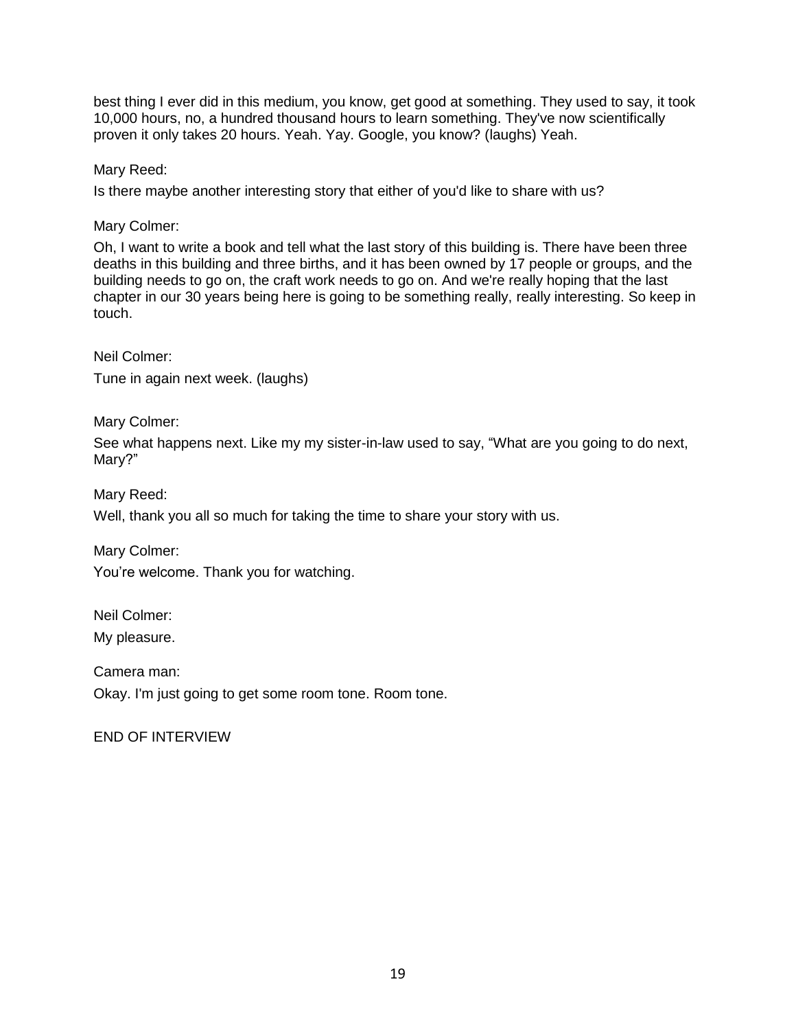best thing I ever did in this medium, you know, get good at something. They used to say, it took 10,000 hours, no, a hundred thousand hours to learn something. They've now scientifically proven it only takes 20 hours. Yeah. Yay. Google, you know? (laughs) Yeah.

Mary Reed:

Is there maybe another interesting story that either of you'd like to share with us?

Mary Colmer:

Oh, I want to write a book and tell what the last story of this building is. There have been three deaths in this building and three births, and it has been owned by 17 people or groups, and the building needs to go on, the craft work needs to go on. And we're really hoping that the last chapter in our 30 years being here is going to be something really, really interesting. So keep in touch.

Neil Colmer:

Tune in again next week. (laughs)

Mary Colmer:

See what happens next. Like my my sister-in-law used to say, "What are you going to do next, Mary?"

Mary Reed:

Well, thank you all so much for taking the time to share your story with us.

Mary Colmer:

You're welcome. Thank you for watching.

Neil Colmer:

My pleasure.

Camera man:

Okay. I'm just going to get some room tone. Room tone.

END OF INTERVIEW